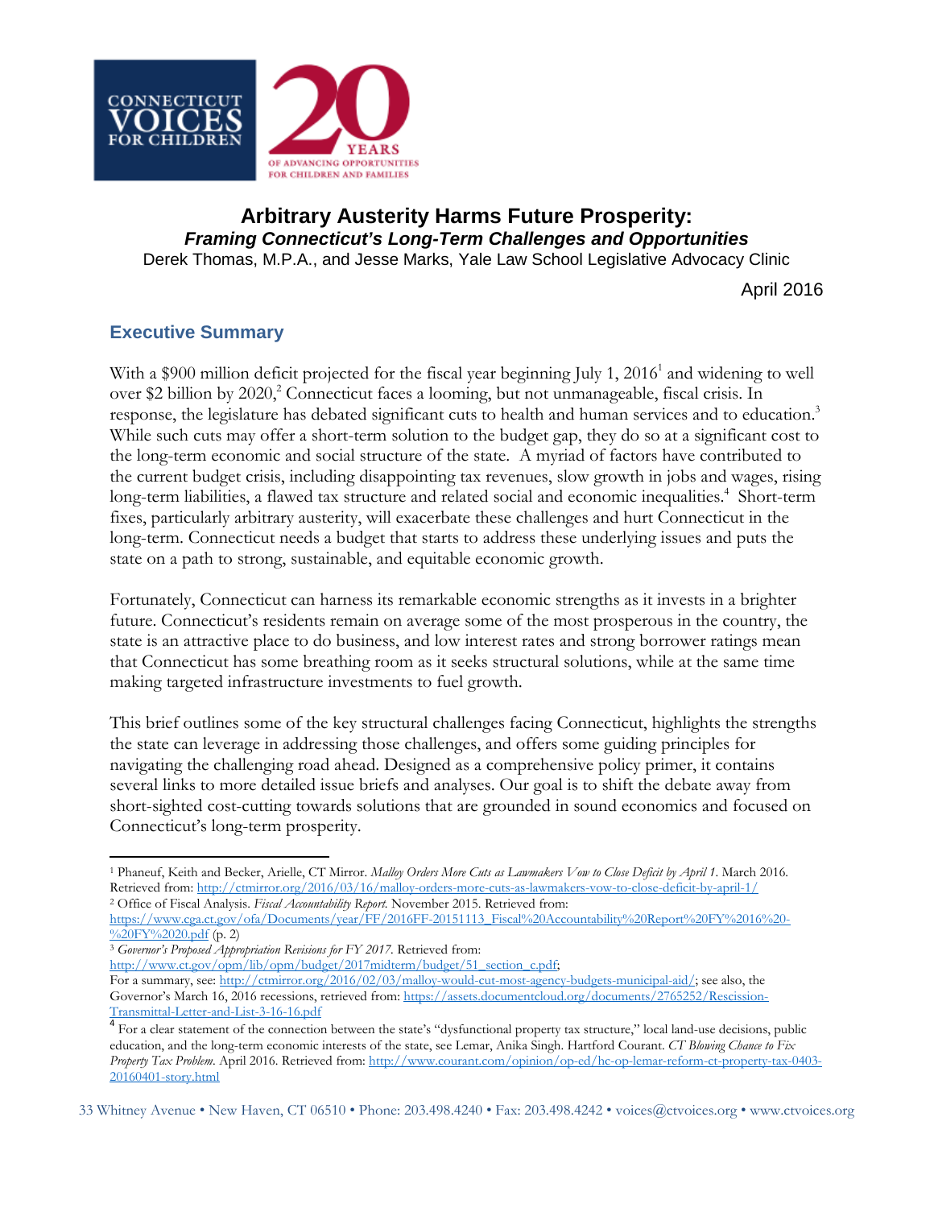# Arbitrary Austerity Harms Future Prosperity:

### *Framing Connecticut's Long-Term Challenges and Opportunities*

Derek Thomas, M.P.A., and Jesse Marks, Yale Law School Legislative Advocacy Clinic

April 2016

## Executive Summary

With a $900 million deficit projected for the fiscal year beginning July 1, 2016[1] and widening to well over $2 billion by 2020,[2] Connecticut faces a looming, but not unmanageable, fiscal crisis. In response, the legislature has debated significant cuts to health and human services and to education.[3] While such cuts may offer a short-term solution to the budget gap, they do so at a significant cost to the long-term economic and social structure of the state. A myriad of factors have contributed to the current budget crisis, including disappointing tax revenues, slow growth in jobs and wages, rising long-term liabilities, a flawed tax structure and related social and economic inequalities.[4] Short-term fixes, particularly arbitrary austerity, will exacerbate these challenges and hurt Connecticut in the long-term. Connecticut needs a budget that starts to address these underlying issues and puts the state on a path to strong, sustainable, and equitable economic growth.

Fortunately, Connecticut can harness its remarkable economic strengths as it invests in a brighter future. Connecticut's residents remain on average some of the most prosperous in the country, the state is an attractive place to do business, and low interest rates and strong borrower ratings mean that Connecticut has some breathing room as it seeks structural solutions, while at the same time making targeted infrastructure investments to fuel growth.

This brief outlines some of the key structural challenges facing Connecticut, highlights the strengths the state can leverage in addressing those challenges, and offers some guiding principles for navigating the challenging road ahead. Designed as a comprehensive policy primer, it contains several links to more detailed issue briefs and analyses. Our goal is to shift the debate away from short-sighted cost-cutting towards solutions that are grounded in sound economics and focused on Connecticut's long-term prosperity.

---

[1] Phaneuf, Keith and Becker, Arielle, CT Mirror. *Malloy Orders More Cuts as Lawmakers Vow to Close Deficit by April 1*. March 2016. Retrieved from: http://ctmirror.org/2016/03/16/malloy-orders-more-cuts-as-lawmakers-vow-to-close-deficit-by-april-1/

[2] Office of Fiscal Analysis. *Fiscal Accountability Report.* November 2015. Retrieved from: https://www.cga.ct.gov/ofa/Documents/year/FF/2016FF-20151113_Fiscal%20Accountability%20Report%20FY%2016%20-%20FY%2020.pdf (p. 2)

[3] *Governor's Proposed Appropriation Revisions for FY 2017.* Retrieved from: http://www.ct.gov/opm/lib/opm/budget/2017midterm/budget/51_section_c.pdf;
For a summary, see: http://ctmirror.org/2016/02/03/malloy-would-cut-most-agency-budgets-municipal-aid/; see also, the Governor's March 16, 2016 recessions, retrieved from: https://assets.documentcloud.org/documents/2765252/Rescission-Transmittal-Letter-and-List-3-16-16.pdf

[4] For a clear statement of the connection between the state's "dysfunctional property tax structure," local land-use decisions, public education, and the long-term economic interests of the state, see Lemar, Anika Singh. Hartford Courant. *CT Blowing Chance to Fix Property Tax Problem*. April 2016. Retrieved from: http://www.courant.com/opinion/op-ed/hc-op-lemar-reform-ct-property-tax-0403-20160401-story.html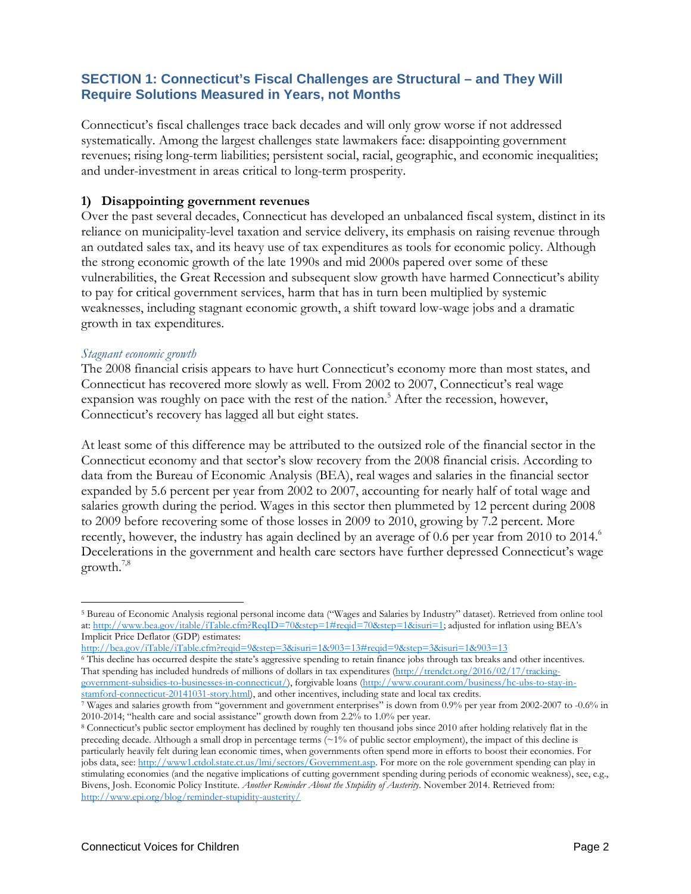## SECTION 1: Connecticut's Fiscal Challenges are Structural – and They Will Require Solutions Measured in Years, not Months

Connecticut's fiscal challenges trace back decades and will only grow worse if not addressed systematically. Among the largest challenges state lawmakers face: disappointing government revenues; rising long-term liabilities; persistent social, racial, geographic, and economic inequalities; and under-investment in areas critical to long-term prosperity.

### 1) Disappointing government revenues

Over the past several decades, Connecticut has developed an unbalanced fiscal system, distinct in its reliance on municipality-level taxation and service delivery, its emphasis on raising revenue through an outdated sales tax, and its heavy use of tax expenditures as tools for economic policy. Although the strong economic growth of the late 1990s and mid 2000s papered over some of these vulnerabilities, the Great Recession and subsequent slow growth have harmed Connecticut's ability to pay for critical government services, harm that has in turn been multiplied by systemic weaknesses, including stagnant economic growth, a shift toward low-wage jobs and a dramatic growth in tax expenditures.

*Stagnant economic growth*

The 2008 financial crisis appears to have hurt Connecticut's economy more than most states, and Connecticut has recovered more slowly as well. From 2002 to 2007, Connecticut's real wage expansion was roughly on pace with the rest of the nation.[5] After the recession, however, Connecticut's recovery has lagged all but eight states.

At least some of this difference may be attributed to the outsized role of the financial sector in the Connecticut economy and that sector's slow recovery from the 2008 financial crisis. According to data from the Bureau of Economic Analysis (BEA), real wages and salaries in the financial sector expanded by 5.6 percent per year from 2002 to 2007, accounting for nearly half of total wage and salaries growth during the period. Wages in this sector then plummeted by 12 percent during 2008 to 2009 before recovering some of those losses in 2009 to 2010, growing by 7.2 percent. More recently, however, the industry has again declined by an average of 0.6 per year from 2010 to 2014.[6] Decelerations in the government and health care sectors have further depressed Connecticut's wage growth.[7,8]

---

[5] Bureau of Economic Analysis regional personal income data ("Wages and Salaries by Industry" dataset). Retrieved from online tool at: http://www.bea.gov/itable/iTable.cfm?ReqID=70&step=1#reqid=70&step=1&isuri=1; adjusted for inflation using BEA's Implicit Price Deflator (GDP) estimates: http://bea.gov/iTable/iTable.cfm?reqid=9&step=3&isuri=1&903=13#reqid=9&step=3&isuri=1&903=13

[6] This decline has occurred despite the state's aggressive spending to retain finance jobs through tax breaks and other incentives. That spending has included hundreds of millions of dollars in tax expenditures (http://trendct.org/2016/02/17/tracking-government-subsidies-to-businesses-in-connecticut/), forgivable loans (http://www.courant.com/business/hc-ubs-to-stay-in-stamford-connecticut-20141031-story.html), and other incentives, including state and local tax credits.

[7] Wages and salaries growth from "government and government enterprises" is down from 0.9% per year from 2002-2007 to -0.6% in 2010-2014; "health care and social assistance" growth down from 2.2% to 1.0% per year.

[8] Connecticut's public sector employment has declined by roughly ten thousand jobs since 2010 after holding relatively flat in the preceding decade. Although a small drop in percentage terms (~1% of public sector employment), the impact of this decline is particularly heavily felt during lean economic times, when governments often spend more in efforts to boost their economies. For jobs data, see: http://www1.ctdol.state.ct.us/lmi/sectors/Government.asp. For more on the role government spending can play in stimulating economies (and the negative implications of cutting government spending during periods of economic weakness), see, e.g., Bivens, Josh. Economic Policy Institute. *Another Reminder About the Stupidity of Austerity*. November 2014. Retrieved from: http://www.epi.org/blog/reminder-stupidity-austerity/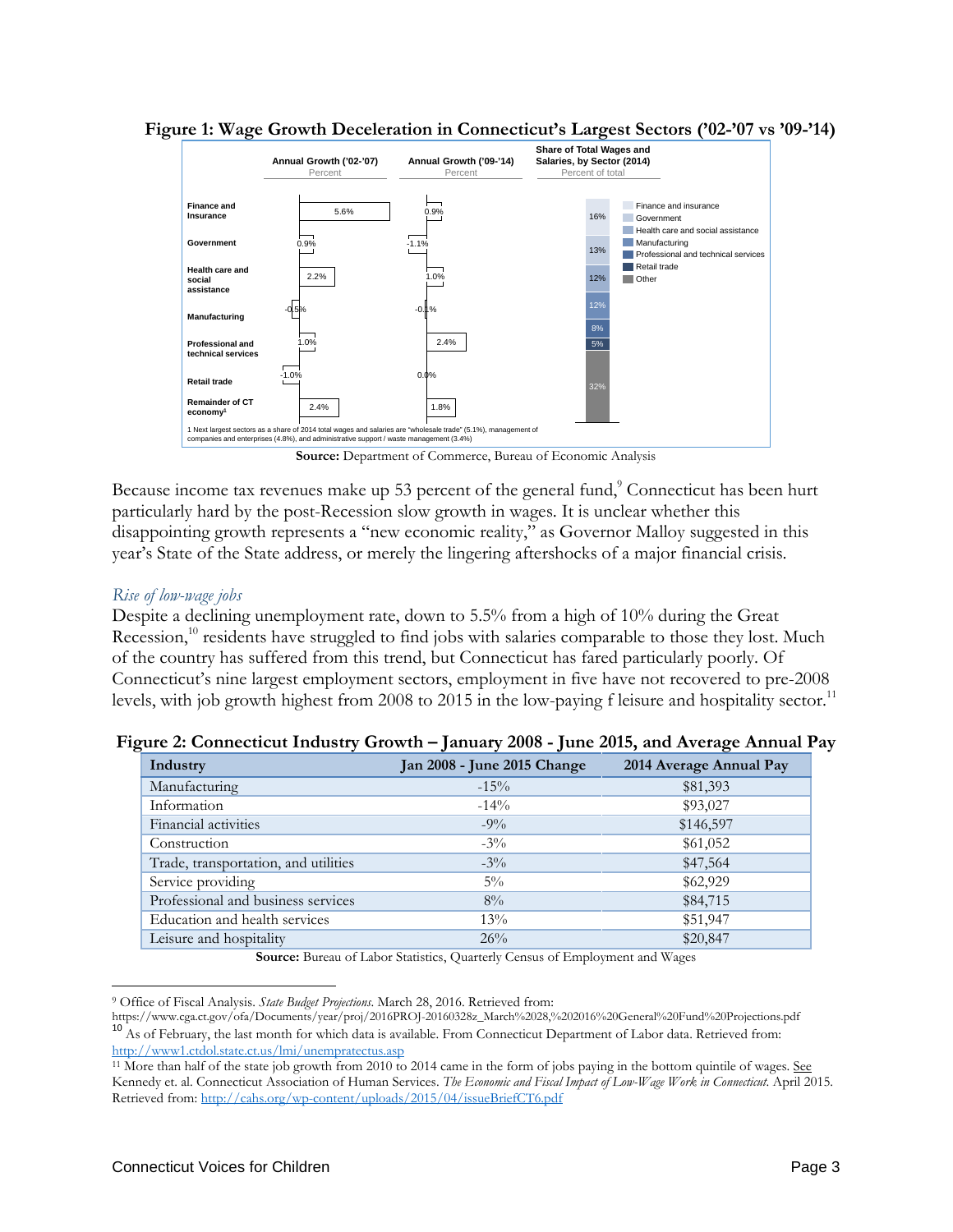**Figure 1: Wage Growth Deceleration in Connecticut's Largest Sectors ('02-'07 vs '09-'14)**

| Sector | Annual Growth ('02-'07) Percent | Annual Growth ('09-'14) Percent | Share of Total Wages and Salaries, by Sector (2014) Percent of total |
|---|---|---|---|
| Finance and Insurance | 5.6% | 0.9% | 16% |
| Government | 0.9% | -1.1% | 13% |
| Health care and social assistance | 2.2% | 1.0% | 12% |
| Manufacturing | -0.5% | -0.1% | 12% |
| Professional and technical services | 1.0% | 2.4% | 8% |
| Retail trade | -1.0% | 0.0% | 5% |
| Remainder of CT economy[1] | 2.4% | 1.8% | 32% (Other) |

1 Next largest sectors as a share of 2014 total wages and salaries are "wholesale trade" (5.1%), management of companies and enterprises (4.8%), and administrative support / waste management (3.4%)

**Source:** Department of Commerce, Bureau of Economic Analysis

Because income tax revenues make up 53 percent of the general fund,[9] Connecticut has been hurt particularly hard by the post-Recession slow growth in wages. It is unclear whether this disappointing growth represents a "new economic reality," as Governor Malloy suggested in this year's State of the State address, or merely the lingering aftershocks of a major financial crisis.

### *Rise of low-wage jobs*

Despite a declining unemployment rate, down to 5.5% from a high of 10% during the Great Recession,[10] residents have struggled to find jobs with salaries comparable to those they lost. Much of the country has suffered from this trend, but Connecticut has fared particularly poorly. Of Connecticut's nine largest employment sectors, employment in five have not recovered to pre-2008 levels, with job growth highest from 2008 to 2015 in the low-paying f leisure and hospitality sector.[11]

**Figure 2: Connecticut Industry Growth – January 2008 - June 2015, and Average Annual Pay**

| Industry | Jan 2008 - June 2015 Change | 2014 Average Annual Pay |
|---|---|---|
| Manufacturing | -15% | $81,393 |
| Information | -14% | $93,027 |
| Financial activities | -9% | $146,597 |
| Construction | -3% | $61,052 |
| Trade, transportation, and utilities | -3% | $47,564 |
| Service providing | 5% | $62,929 |
| Professional and business services | 8% | $84,715 |
| Education and health services | 13% | $51,947 |
| Leisure and hospitality | 26% | $20,847 |

**Source:** Bureau of Labor Statistics, Quarterly Census of Employment and Wages

---

[9] Office of Fiscal Analysis. *State Budget Projections*. March 28, 2016. Retrieved from: https://www.cga.ct.gov/ofa/Documents/year/proj/2016PROJ-20160328z_March%2028,%202016%20General%20Fund%20Projections.pdf

[10] As of February, the last month for which data is available. From Connecticut Department of Labor data. Retrieved from: http://www1.ctdol.state.ct.us/lmi/unempratectus.asp

[11] More than half of the state job growth from 2010 to 2014 came in the form of jobs paying in the bottom quintile of wages. See Kennedy et. al. Connecticut Association of Human Services. *The Economic and Fiscal Impact of Low-Wage Work in Connecticut*. April 2015. Retrieved from: http://cahs.org/wp-content/uploads/2015/04/issueBriefCT6.pdf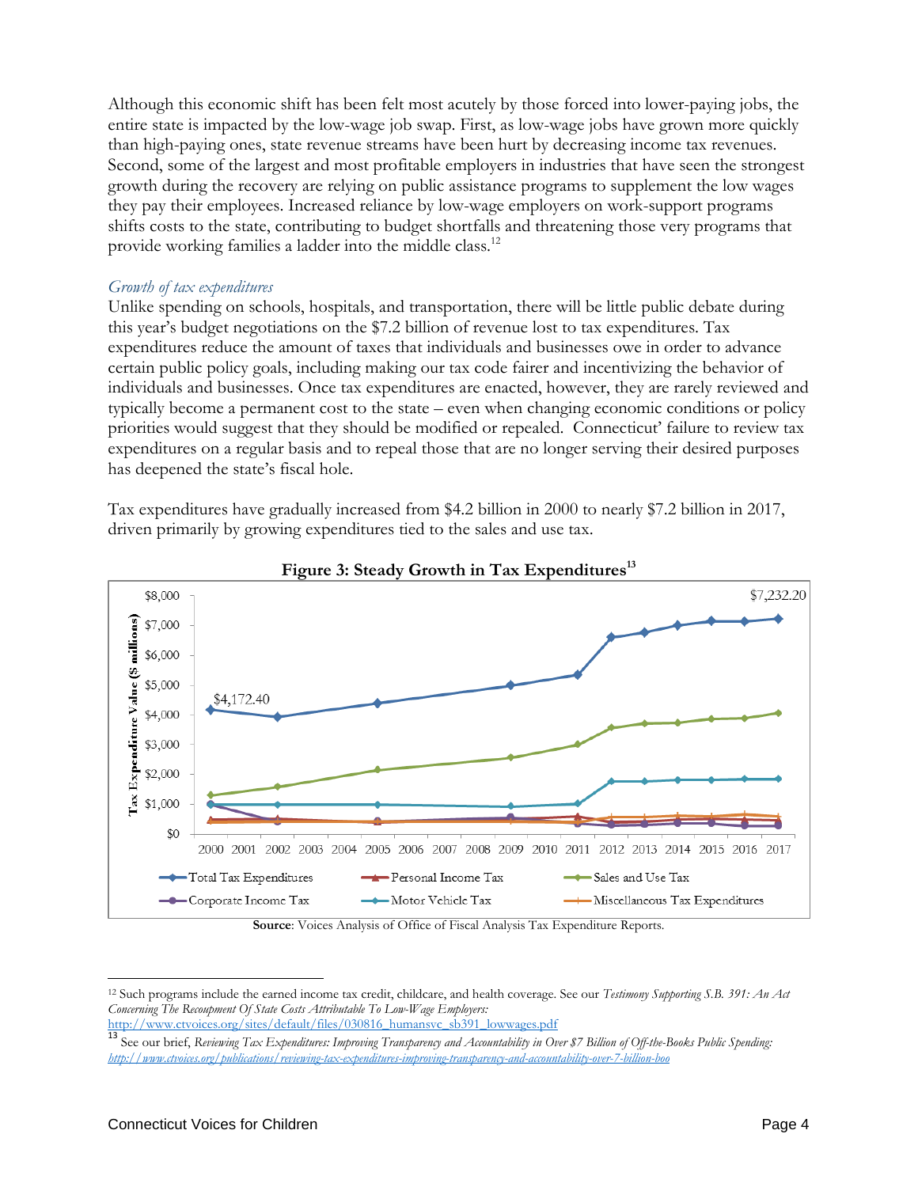Although this economic shift has been felt most acutely by those forced into lower-paying jobs, the entire state is impacted by the low-wage job swap. First, as low-wage jobs have grown more quickly than high-paying ones, state revenue streams have been hurt by decreasing income tax revenues. Second, some of the largest and most profitable employers in industries that have seen the strongest growth during the recovery are relying on public assistance programs to supplement the low wages they pay their employees. Increased reliance by low-wage employers on work-support programs shifts costs to the state, contributing to budget shortfalls and threatening those very programs that provide working families a ladder into the middle class.[12]

### *Growth of tax expenditures*

Unlike spending on schools, hospitals, and transportation, there will be little public debate during this year's budget negotiations on the $7.2 billion of revenue lost to tax expenditures. Tax expenditures reduce the amount of taxes that individuals and businesses owe in order to advance certain public policy goals, including making our tax code fairer and incentivizing the behavior of individuals and businesses. Once tax expenditures are enacted, however, they are rarely reviewed and typically become a permanent cost to the state – even when changing economic conditions or policy priorities would suggest that they should be modified or repealed. Connecticut' failure to review tax expenditures on a regular basis and to repeal those that are no longer serving their desired purposes has deepened the state's fiscal hole.

Tax expenditures have gradually increased from $4.2 billion in 2000 to nearly $7.2 billion in 2017, driven primarily by growing expenditures tied to the sales and use tax.

**Figure 3: Steady Growth in Tax Expenditures**[13]

**Source**: Voices Analysis of Office of Fiscal Analysis Tax Expenditure Reports.

---

[12] Such programs include the earned income tax credit, childcare, and health coverage. See our *Testimony Supporting S.B. 391: An Act Concerning The Recoupment Of State Costs Attributable To Low-Wage Employers:* http://www.ctvoices.org/sites/default/files/030816_humansvc_sb391_lowwages.pdf

[13] See our brief, *Reviewing Tax Expenditures: Improving Transparency and Accountability in Over $7 Billion of Off-the-Books Public Spending:* http://www.ctvoices.org/publications/reviewing-tax-expenditures-improving-transparency-and-accountability-over-7-billion-boo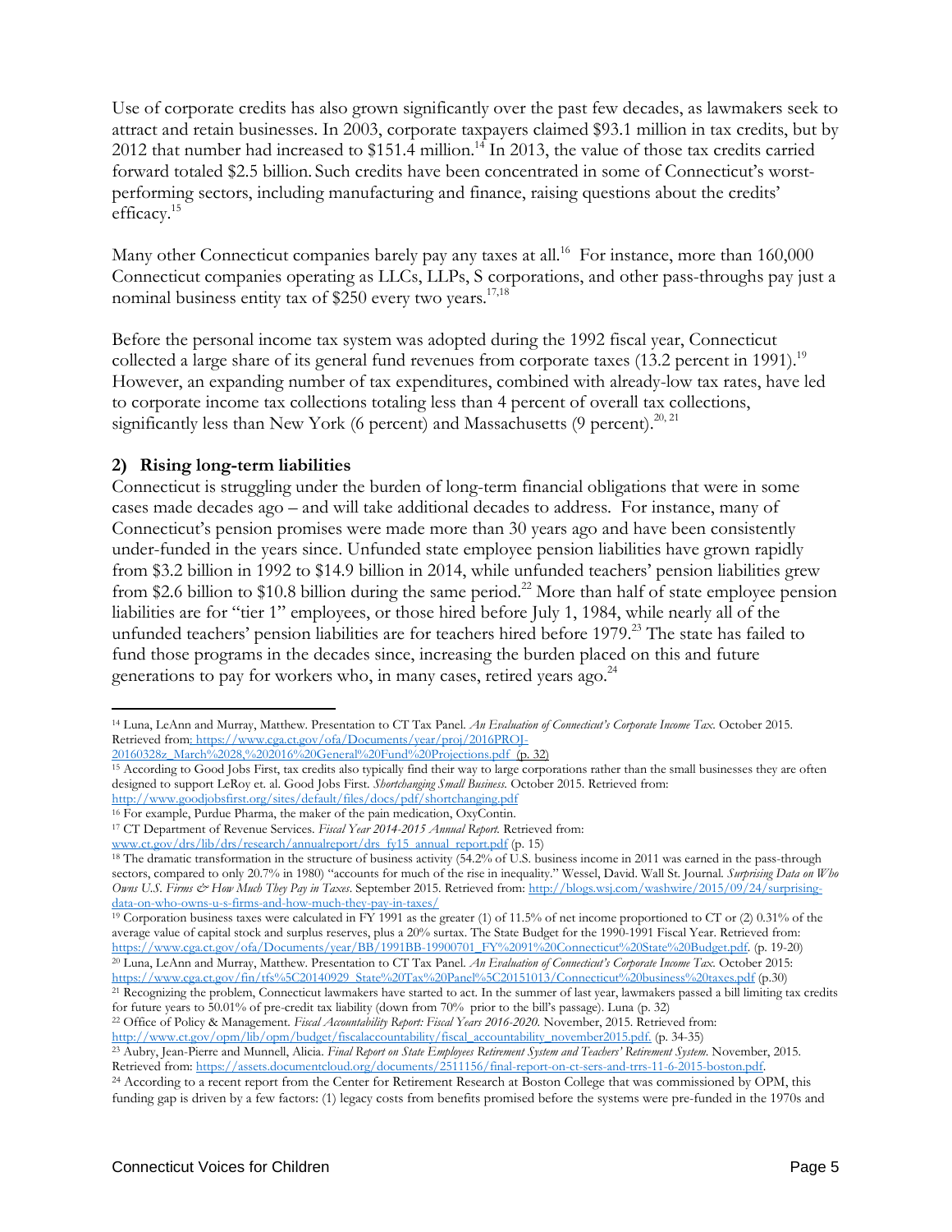Use of corporate credits has also grown significantly over the past few decades, as lawmakers seek to attract and retain businesses. In 2003, corporate taxpayers claimed $93.1 million in tax credits, but by 2012 that number had increased to $151.4 million.[14] In 2013, the value of those tax credits carried forward totaled $2.5 billion. Such credits have been concentrated in some of Connecticut's worst-performing sectors, including manufacturing and finance, raising questions about the credits' efficacy.[15]

Many other Connecticut companies barely pay any taxes at all.[16] For instance, more than 160,000 Connecticut companies operating as LLCs, LLPs, S corporations, and other pass-throughs pay just a nominal business entity tax of $250 every two years.[17,18]

Before the personal income tax system was adopted during the 1992 fiscal year, Connecticut collected a large share of its general fund revenues from corporate taxes (13.2 percent in 1991).[19] However, an expanding number of tax expenditures, combined with already-low tax rates, have led to corporate income tax collections totaling less than 4 percent of overall tax collections, significantly less than New York (6 percent) and Massachusetts (9 percent).[20, 21]

### 2) Rising long-term liabilities

Connecticut is struggling under the burden of long-term financial obligations that were in some cases made decades ago – and will take additional decades to address. For instance, many of Connecticut's pension promises were made more than 30 years ago and have been consistently under-funded in the years since. Unfunded state employee pension liabilities have grown rapidly from $3.2 billion in 1992 to $14.9 billion in 2014, while unfunded teachers' pension liabilities grew from $2.6 billion to $10.8 billion during the same period.[22] More than half of state employee pension liabilities are for "tier 1" employees, or those hired before July 1, 1984, while nearly all of the unfunded teachers' pension liabilities are for teachers hired before 1979.[23] The state has failed to fund those programs in the decades since, increasing the burden placed on this and future generations to pay for workers who, in many cases, retired years ago.[24]

---

[14] Luna, LeAnn and Murray, Matthew. Presentation to CT Tax Panel. *An Evaluation of Connecticut's Corporate Income Tax.* October 2015. Retrieved from: https://www.cga.ct.gov/ofa/Documents/year/proj/2016PROJ-20160328z_March%2028,%202016%20General%20Fund%20Projections.pdf (p. 32)

[15] According to Good Jobs First, tax credits also typically find their way to large corporations rather than the small businesses they are often designed to support LeRoy et. al. Good Jobs First. *Shortchanging Small Business.* October 2015. Retrieved from: http://www.goodjobsfirst.org/sites/default/files/docs/pdf/shortchanging.pdf

[16] For example, Purdue Pharma, the maker of the pain medication, OxyContin.

[17] CT Department of Revenue Services. *Fiscal Year 2014-2015 Annual Report.* Retrieved from: www.ct.gov/drs/lib/drs/research/annualreport/drs_fy15_annual_report.pdf (p. 15)

[18] The dramatic transformation in the structure of business activity (54.2% of U.S. business income in 2011 was earned in the pass-through sectors, compared to only 20.7% in 1980) "accounts for much of the rise in inequality." Wessel, David. Wall St. Journal. *Surprising Data on Who Owns U.S. Firms & How Much They Pay in Taxes*. September 2015. Retrieved from: http://blogs.wsj.com/washwire/2015/09/24/surprising-data-on-who-owns-u-s-firms-and-how-much-they-pay-in-taxes/

[19] Corporation business taxes were calculated in FY 1991 as the greater (1) of 11.5% of net income proportioned to CT or (2) 0.31% of the average value of capital stock and surplus reserves, plus a 20% surtax. The State Budget for the 1990-1991 Fiscal Year. Retrieved from: https://www.cga.ct.gov/ofa/Documents/year/BB/1991BB-19900701_FY%2091%20Connecticut%20State%20Budget.pdf. (p. 19-20)

[20] Luna, LeAnn and Murray, Matthew. Presentation to CT Tax Panel. *An Evaluation of Connecticut's Corporate Income Tax.* October 2015: https://www.cga.ct.gov/fin/tfs%5C20140929_State%20Tax%20Panel%5C20151013/Connecticut%20business%20taxes.pdf (p.30)

[21] Recognizing the problem, Connecticut lawmakers have started to act. In the summer of last year, lawmakers passed a bill limiting tax credits for future years to 50.01% of pre-credit tax liability (down from 70% prior to the bill's passage). Luna (p. 32)

[22] Office of Policy & Management. *Fiscal Accountability Report: Fiscal Years 2016-2020.* November, 2015. Retrieved from: http://www.ct.gov/opm/lib/opm/budget/fiscalaccountability/fiscal_accountability_november2015.pdf. (p. 34-35)

[23] Aubry, Jean-Pierre and Munnell, Alicia. *Final Report on State Employees Retirement System and Teachers' Retirement System.* November, 2015. Retrieved from: https://assets.documentcloud.org/documents/2511156/final-report-on-ct-sers-and-trrs-11-6-2015-boston.pdf.

[24] According to a recent report from the Center for Retirement Research at Boston College that was commissioned by OPM, this funding gap is driven by a few factors: (1) legacy costs from benefits promised before the systems were pre-funded in the 1970s and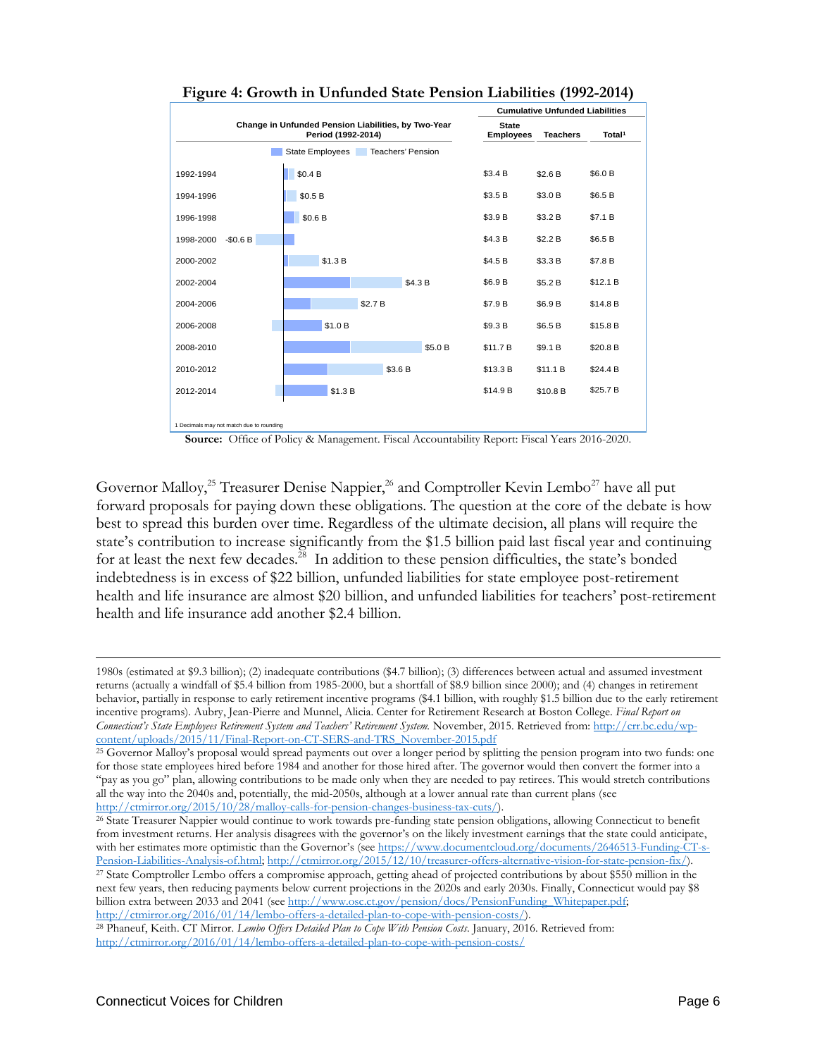**Figure 4: Growth in Unfunded State Pension Liabilities (1992-2014)**

| Period | Change in Unfunded Pension Liabilities, by Two-Year Period (1992-2014) | Cumulative Unfunded Liabilities: State Employees | Teachers | Total[1] |
|---|---|---|---|---|
| 1992-1994 | $0.4 B | $3.4 B | $2.6 B | $6.0 B |
| 1994-1996 | $0.5 B | $3.5 B | $3.0 B | $6.5 B |
| 1996-1998 | $0.6 B | $3.9 B | $3.2 B | $7.1 B |
| 1998-2000 | -$0.6 B | $4.3 B | $2.2 B | $6.5 B |
| 2000-2002 | $1.3 B | $4.5 B | $3.3 B | $7.8 B |
| 2002-2004 | $4.3 B | $6.9 B | $5.2 B | $12.1 B |
| 2004-2006 | $2.7 B | $7.9 B | $6.9 B | $14.8 B |
| 2006-2008 | $1.0 B | $9.3 B | $6.5 B | $15.8 B |
| 2008-2010 | $5.0 B | $11.7 B | $9.1 B | $20.8 B |
| 2010-2012 | $3.6 B | $13.3 B | $11.1 B | $24.4 B |
| 2012-2014 | $1.3 B | $14.9 B | $10.8 B | $25.7 B |

Legend: State Employees; Teachers' Pension

1 Decimals may not match due to rounding

**Source:** Office of Policy & Management. Fiscal Accountability Report: Fiscal Years 2016-2020.

Governor Malloy,[25] Treasurer Denise Nappier,[26] and Comptroller Kevin Lembo[27] have all put forward proposals for paying down these obligations. The question at the core of the debate is how best to spread this burden over time. Regardless of the ultimate decision, all plans will require the state's contribution to increase significantly from the $1.5 billion paid last fiscal year and continuing for at least the next few decades.[28] In addition to these pension difficulties, the state's bonded indebtedness is in excess of $22 billion, unfunded liabilities for state employee post-retirement health and life insurance are almost $20 billion, and unfunded liabilities for teachers' post-retirement health and life insurance add another $2.4 billion.

---

1980s (estimated at $9.3 billion); (2) inadequate contributions ($4.7 billion); (3) differences between actual and assumed investment returns (actually a windfall of $5.4 billion from 1985-2000, but a shortfall of $8.9 billion since 2000); and (4) changes in retirement behavior, partially in response to early retirement incentive programs ($4.1 billion, with roughly $1.5 billion due to the early retirement incentive programs). Aubry, Jean-Pierre and Munnel, Alicia. Center for Retirement Research at Boston College. *Final Report on Connecticut's State Employees Retirement System and Teachers' Retirement System.* November, 2015. Retrieved from: http://crr.bc.edu/wp-content/uploads/2015/11/Final-Report-on-CT-SERS-and-TRS_November-2015.pdf

[25] Governor Malloy's proposal would spread payments out over a longer period by splitting the pension program into two funds: one for those state employees hired before 1984 and another for those hired after. The governor would then convert the former into a "pay as you go" plan, allowing contributions to be made only when they are needed to pay retirees. This would stretch contributions all the way into the 2040s and, potentially, the mid-2050s, although at a lower annual rate than current plans (see http://ctmirror.org/2015/10/28/malloy-calls-for-pension-changes-business-tax-cuts/).

[26] State Treasurer Nappier would continue to work towards pre-funding state pension obligations, allowing Connecticut to benefit from investment returns. Her analysis disagrees with the governor's on the likely investment earnings that the state could anticipate, with her estimates more optimistic than the Governor's (see https://www.documentcloud.org/documents/2646513-Funding-CT-s-Pension-Liabilities-Analysis-of.html; http://ctmirror.org/2015/12/10/treasurer-offers-alternative-vision-for-state-pension-fix/).

[27] State Comptroller Lembo offers a compromise approach, getting ahead of projected contributions by about $550 million in the next few years, then reducing payments below current projections in the 2020s and early 2030s. Finally, Connecticut would pay $8 billion extra between 2033 and 2041 (see http://www.osc.ct.gov/pension/docs/PensionFunding_Whitepaper.pdf; http://ctmirror.org/2016/01/14/lembo-offers-a-detailed-plan-to-cope-with-pension-costs/).

[28] Phaneuf, Keith. CT Mirror. *Lembo Offers Detailed Plan to Cope With Pension Costs.* January, 2016. Retrieved from: http://ctmirror.org/2016/01/14/lembo-offers-a-detailed-plan-to-cope-with-pension-costs/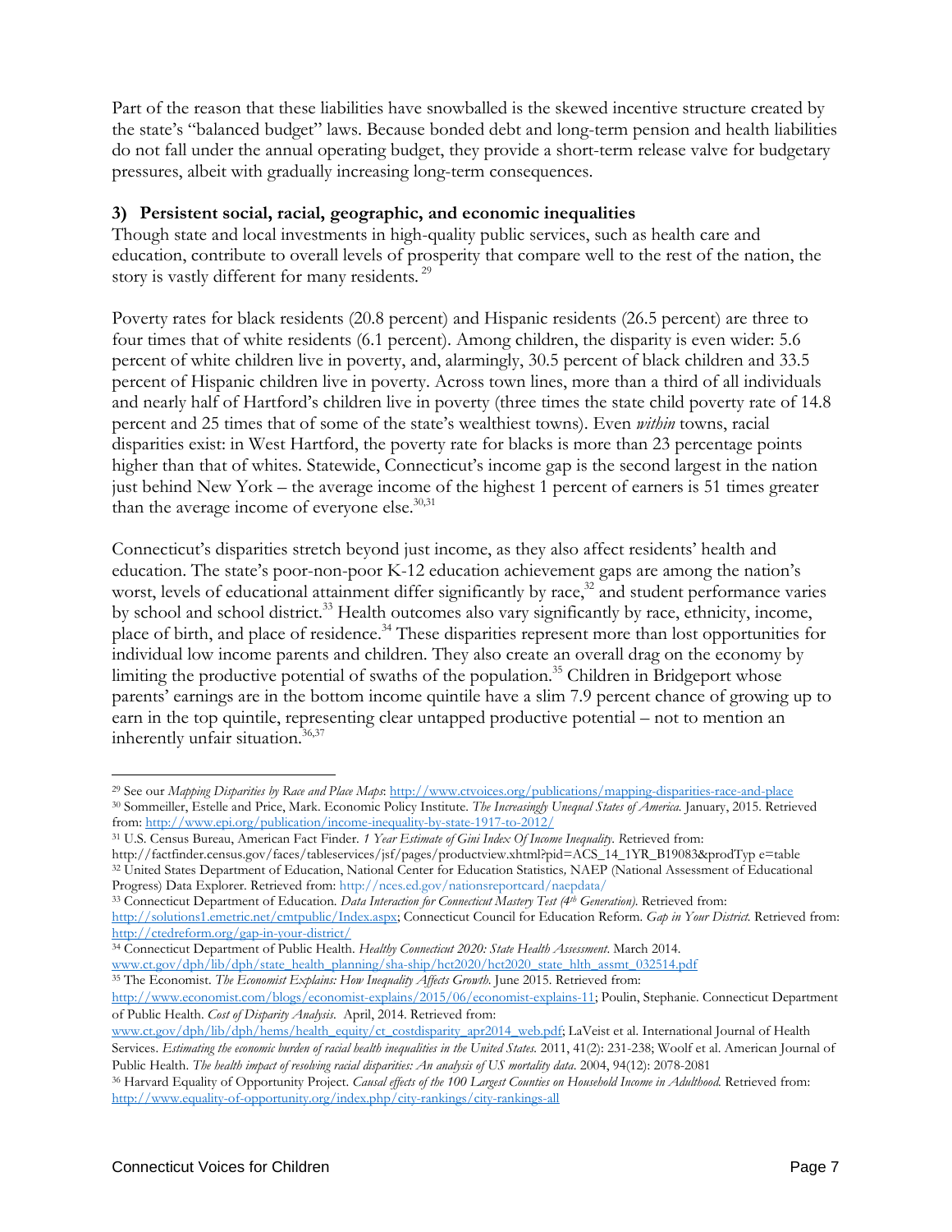Part of the reason that these liabilities have snowballed is the skewed incentive structure created by the state's "balanced budget" laws. Because bonded debt and long-term pension and health liabilities do not fall under the annual operating budget, they provide a short-term release valve for budgetary pressures, albeit with gradually increasing long-term consequences.

### 3) Persistent social, racial, geographic, and economic inequalities

Though state and local investments in high-quality public services, such as health care and education, contribute to overall levels of prosperity that compare well to the rest of the nation, the story is vastly different for many residents.[29]

Poverty rates for black residents (20.8 percent) and Hispanic residents (26.5 percent) are three to four times that of white residents (6.1 percent). Among children, the disparity is even wider: 5.6 percent of white children live in poverty, and, alarmingly, 30.5 percent of black children and 33.5 percent of Hispanic children live in poverty. Across town lines, more than a third of all individuals and nearly half of Hartford's children live in poverty (three times the state child poverty rate of 14.8 percent and 25 times that of some of the state's wealthiest towns). Even *within* towns, racial disparities exist: in West Hartford, the poverty rate for blacks is more than 23 percentage points higher than that of whites. Statewide, Connecticut's income gap is the second largest in the nation just behind New York – the average income of the highest 1 percent of earners is 51 times greater than the average income of everyone else.[30,31]

Connecticut's disparities stretch beyond just income, as they also affect residents' health and education. The state's poor-non-poor K-12 education achievement gaps are among the nation's worst, levels of educational attainment differ significantly by race,[32] and student performance varies by school and school district.[33] Health outcomes also vary significantly by race, ethnicity, income, place of birth, and place of residence.[34] These disparities represent more than lost opportunities for individual low income parents and children. They also create an overall drag on the economy by limiting the productive potential of swaths of the population.[35] Children in Bridgeport whose parents' earnings are in the bottom income quintile have a slim 7.9 percent chance of growing up to earn in the top quintile, representing clear untapped productive potential – not to mention an inherently unfair situation.[36,37]

---

[29] See our *Mapping Disparities by Race and Place Maps*: http://www.ctvoices.org/publications/mapping-disparities-race-and-place

[30] Sommeiller, Estelle and Price, Mark. Economic Policy Institute. *The Increasingly Unequal States of America.* January, 2015. Retrieved from: http://www.epi.org/publication/income-inequality-by-state-1917-to-2012/

[31] U.S. Census Bureau, American Fact Finder. *1 Year Estimate of Gini Index Of Income Inequality.* Retrieved from: http://factfinder.census.gov/faces/tableservices/jsf/pages/productview.xhtml?pid=ACS_14_1YR_B19083&prodTyp e=table

[32] United States Department of Education, National Center for Education Statistics, NAEP (National Assessment of Educational Progress) Data Explorer. Retrieved from: http://nces.ed.gov/nationsreportcard/naepdata/

[33] Connecticut Department of Education. *Data Interaction for Connecticut Mastery Test (4th Generation).* Retrieved from: http://solutions1.emetric.net/cmtpublic/Index.aspx; Connecticut Council for Education Reform. *Gap in Your District.* Retrieved from: http://ctedreform.org/gap-in-your-district/

[34] Connecticut Department of Public Health. *Healthy Connecticut 2020: State Health Assessment*. March 2014. www.ct.gov/dph/lib/dph/state_health_planning/sha-ship/hct2020/hct2020_state_hlth_assmt_032514.pdf

[35] The Economist. *The Economist Explains: How Inequality Affects Growth.* June 2015. Retrieved from: http://www.economist.com/blogs/economist-explains/2015/06/economist-explains-11; Poulin, Stephanie. Connecticut Department of Public Health. *Cost of Disparity Analysis*. April, 2014. Retrieved from: www.ct.gov/dph/lib/dph/hems/health_equity/ct_costdisparity_apr2014_web.pdf; LaVeist et al. International Journal of Health Services. *Estimating the economic burden of racial health inequalities in the United States.* 2011, 41(2): 231-238; Woolf et al. American Journal of Public Health. *The health impact of resolving racial disparities: An analysis of US mortality data*. 2004, 94(12): 2078-2081

[36] Harvard Equality of Opportunity Project. *Causal effects of the 100 Largest Counties on Household Income in Adulthood.* Retrieved from: http://www.equality-of-opportunity.org/index.php/city-rankings/city-rankings-all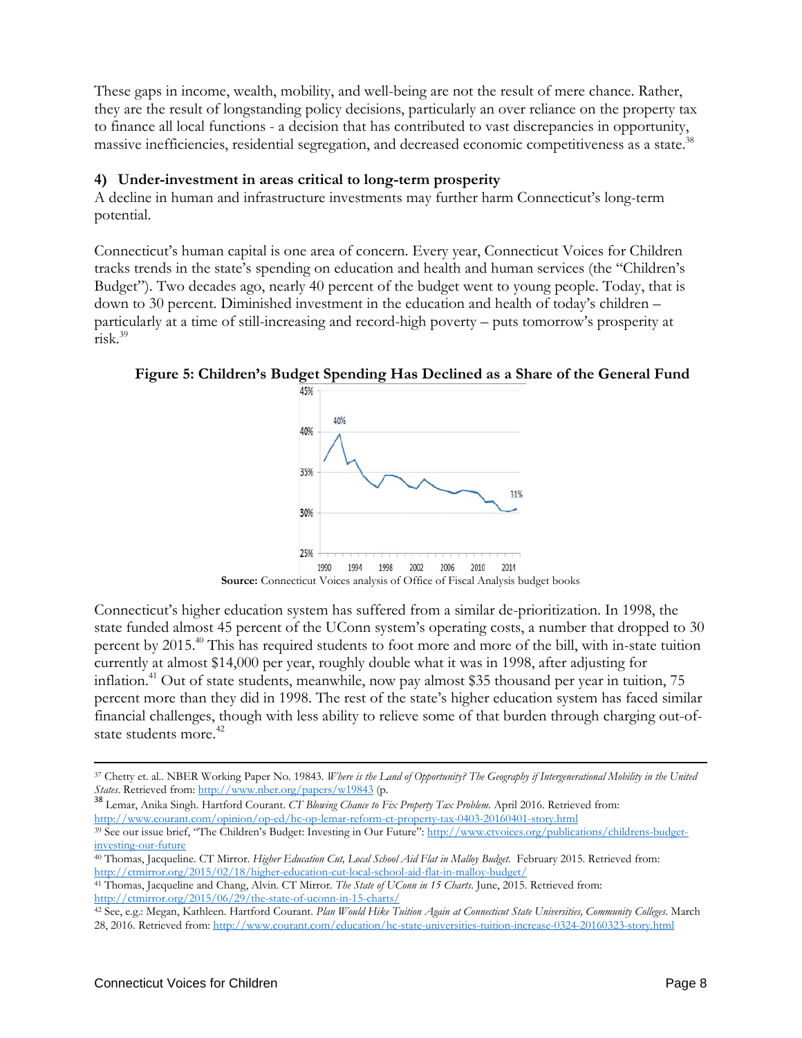These gaps in income, wealth, mobility, and well-being are not the result of mere chance. Rather, they are the result of longstanding policy decisions, particularly an over reliance on the property tax to finance all local functions - a decision that has contributed to vast discrepancies in opportunity, massive inefficiencies, residential segregation, and decreased economic competitiveness as a state.[38]

#### 4) Under-investment in areas critical to long-term prosperity

A decline in human and infrastructure investments may further harm Connecticut's long-term potential.

Connecticut's human capital is one area of concern. Every year, Connecticut Voices for Children tracks trends in the state's spending on education and health and human services (the "Children's Budget"). Two decades ago, nearly 40 percent of the budget went to young people. Today, that is down to 30 percent. Diminished investment in the education and health of today's children – particularly at a time of still-increasing and record-high poverty – puts tomorrow's prosperity at risk.[39]

**Figure 5: Children's Budget Spending Has Declined as a Share of the General Fund**

**Source:** Connecticut Voices analysis of Office of Fiscal Analysis budget books

Connecticut's higher education system has suffered from a similar de-prioritization. In 1998, the state funded almost 45 percent of the UConn system's operating costs, a number that dropped to 30 percent by 2015.[40] This has required students to foot more and more of the bill, with in-state tuition currently at almost $14,000 per year, roughly double what it was in 1998, after adjusting for inflation.[41] Out of state students, meanwhile, now pay almost $35 thousand per year in tuition, 75 percent more than they did in 1998. The rest of the state's higher education system has faced similar financial challenges, though with less ability to relieve some of that burden through charging out-of-state students more.[42]

---

[37] Chetty et. al.. NBER Working Paper No. 19843. *Where is the Land of Opportunity? The Geography if Intergenerational Mobility in the United States*. Retrieved from: http://www.nber.org/papers/w19843 (p.

[38] Lemar, Anika Singh. Hartford Courant. *CT Blowing Chance to Fix Property Tax Problem.* April 2016. Retrieved from: http://www.courant.com/opinion/op-ed/hc-op-lemar-reform-ct-property-tax-0403-20160401-story.html

[39] See our issue brief, "The Children's Budget: Investing in Our Future": http://www.ctvoices.org/publications/childrens-budget-investing-our-future

[40] Thomas, Jacqueline. CT Mirror. *Higher Education Cut, Local School Aid Flat in Malloy Budget.* February 2015. Retrieved from: http://ctmirror.org/2015/02/18/higher-education-cut-local-school-aid-flat-in-malloy-budget/

[41] Thomas, Jacqueline and Chang, Alvin. CT Mirror. *The State of UConn in 15 Charts*. June, 2015. Retrieved from: http://ctmirror.org/2015/06/29/the-state-of-uconn-in-15-charts/

[42] See, e.g.: Megan, Kathleen. Hartford Courant. *Plan Would Hike Tuition Again at Connecticut State Universities, Community Colleges*. March 28, 2016. Retrieved from: http://www.courant.com/education/hc-state-universities-tuition-increase-0324-20160323-story.html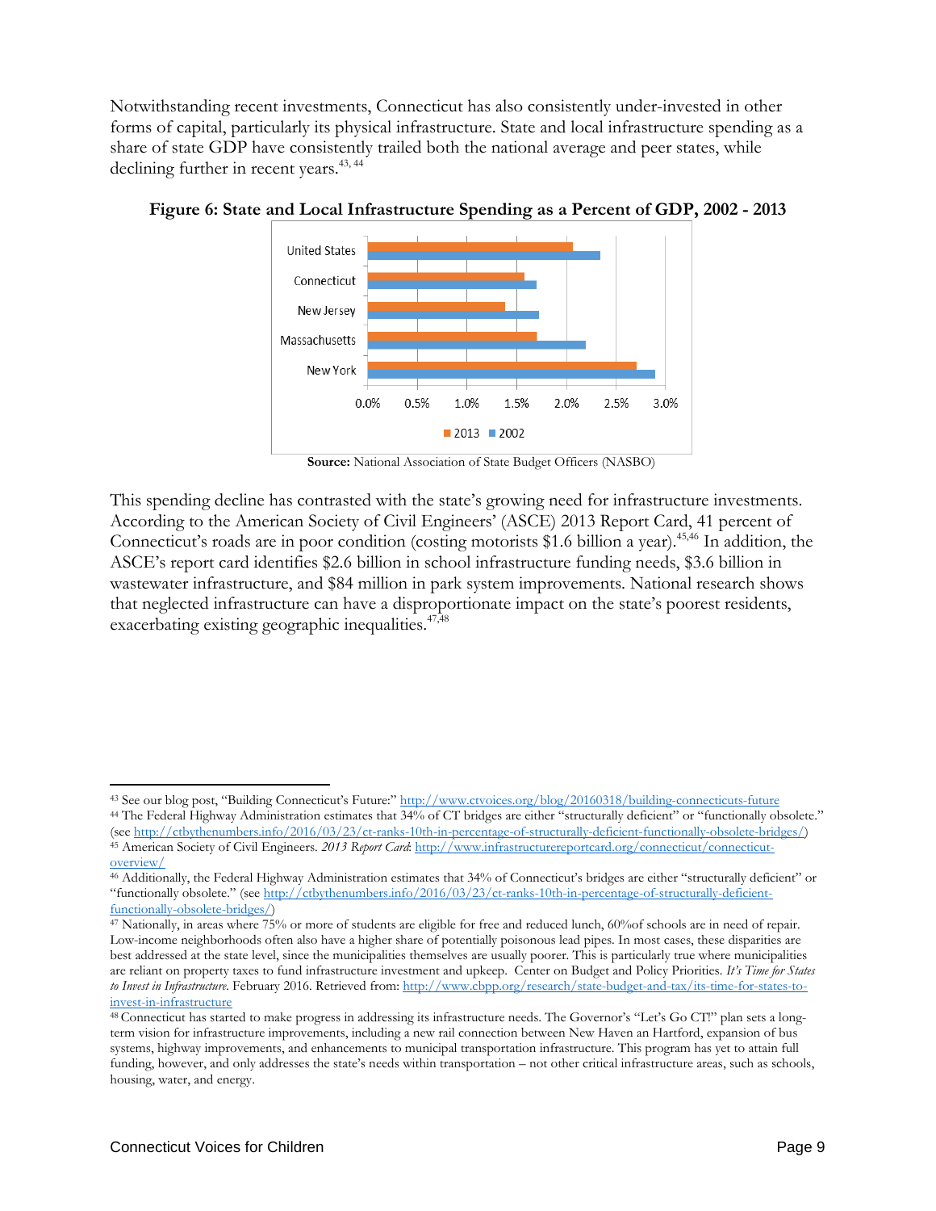Notwithstanding recent investments, Connecticut has also consistently under-invested in other forms of capital, particularly its physical infrastructure. State and local infrastructure spending as a share of state GDP have consistently trailed both the national average and peer states, while declining further in recent years.[43, 44]

**Figure 6: State and Local Infrastructure Spending as a Percent of GDP, 2002 - 2013**

**Source:** National Association of State Budget Officers (NASBO)

This spending decline has contrasted with the state's growing need for infrastructure investments. According to the American Society of Civil Engineers' (ASCE) 2013 Report Card, 41 percent of Connecticut's roads are in poor condition (costing motorists $1.6 billion a year).[45,46] In addition, the ASCE's report card identifies $2.6 billion in school infrastructure funding needs, $3.6 billion in wastewater infrastructure, and $84 million in park system improvements. National research shows that neglected infrastructure can have a disproportionate impact on the state's poorest residents, exacerbating existing geographic inequalities.[47,48]

---

[43] See our blog post, "Building Connecticut's Future:" http://www.ctvoices.org/blog/20160318/building-connecticuts-future

[44] The Federal Highway Administration estimates that 34% of CT bridges are either "structurally deficient" or "functionally obsolete." (see http://ctbythenumbers.info/2016/03/23/ct-ranks-10th-in-percentage-of-structurally-deficient-functionally-obsolete-bridges/)

[45] American Society of Civil Engineers. *2013 Report Card*: http://www.infrastructurereportcard.org/connecticut/connecticut-overview/

[46] Additionally, the Federal Highway Administration estimates that 34% of Connecticut's bridges are either "structurally deficient" or "functionally obsolete." (see http://ctbythenumbers.info/2016/03/23/ct-ranks-10th-in-percentage-of-structurally-deficient-functionally-obsolete-bridges/)

[47] Nationally, in areas where 75% or more of students are eligible for free and reduced lunch, 60%of schools are in need of repair. Low-income neighborhoods often also have a higher share of potentially poisonous lead pipes. In most cases, these disparities are best addressed at the state level, since the municipalities themselves are usually poorer. This is particularly true where municipalities are reliant on property taxes to fund infrastructure investment and upkeep. Center on Budget and Policy Priorities. *It's Time for States to Invest in Infrastructure*. February 2016. Retrieved from: http://www.cbpp.org/research/state-budget-and-tax/its-time-for-states-to-invest-in-infrastructure

[48] Connecticut has started to make progress in addressing its infrastructure needs. The Governor's "Let's Go CT!" plan sets a long-term vision for infrastructure improvements, including a new rail connection between New Haven an Hartford, expansion of bus systems, highway improvements, and enhancements to municipal transportation infrastructure. This program has yet to attain full funding, however, and only addresses the state's needs within transportation – not other critical infrastructure areas, such as schools, housing, water, and energy.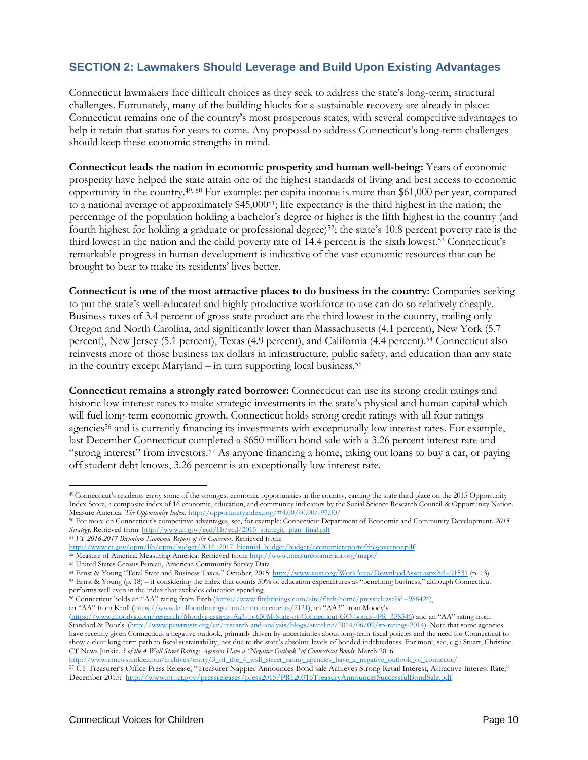## SECTION 2: Lawmakers Should Leverage and Build Upon Existing Advantages

Connecticut lawmakers face difficult choices as they seek to address the state's long-term, structural challenges. Fortunately, many of the building blocks for a sustainable recovery are already in place: Connecticut remains one of the country's most prosperous states, with several competitive advantages to help it retain that status for years to come. Any proposal to address Connecticut's long-term challenges should keep these economic strengths in mind.

**Connecticut leads the nation in economic prosperity and human well-being:** Years of economic prosperity have helped the state attain one of the highest standards of living and best access to economic opportunity in the country.[49, 50] For example: per capita income is more than $61,000 per year, compared to a national average of approximately $45,000[51]; life expectancy is the third highest in the nation; the percentage of the population holding a bachelor's degree or higher is the fifth highest in the country (and fourth highest for holding a graduate or professional degree)[52]; the state's 10.8 percent poverty rate is the third lowest in the nation and the child poverty rate of 14.4 percent is the sixth lowest.[53] Connecticut's remarkable progress in human development is indicative of the vast economic resources that can be brought to bear to make its residents' lives better.

**Connecticut is one of the most attractive places to do business in the country:** Companies seeking to put the state's well-educated and highly productive workforce to use can do so relatively cheaply. Business taxes of 3.4 percent of gross state product are the third lowest in the country, trailing only Oregon and North Carolina, and significantly lower than Massachusetts (4.1 percent), New York (5.7 percent), New Jersey (5.1 percent), Texas (4.9 percent), and California (4.4 percent).[54] Connecticut also reinvests more of those business tax dollars in infrastructure, public safety, and education than any state in the country except Maryland – in turn supporting local business.[55]

**Connecticut remains a strongly rated borrower:** Connecticut can use its strong credit ratings and historic low interest rates to make strategic investments in the state's physical and human capital which will fuel long-term economic growth. Connecticut holds strong credit ratings with all four ratings agencies[56] and is currently financing its investments with exceptionally low interest rates. For example, last December Connecticut completed a $650 million bond sale with a 3.26 percent interest rate and "strong interest" from investors.[57] As anyone financing a home, taking out loans to buy a car, or paying off student debt knows, 3.26 percent is an exceptionally low interest rate.

---

[49] Connecticut's residents enjoy some of the strongest economic opportunities in the country, earning the state third place on the 2015 Opportunity Index Score, a composite index of 16 economic, education, and community indicators by the Social Science Research Council & Opportunity Nation. Measure America. *The Opportunity Index*. http://opportunityindex.org/#4.00/40.00/-97.00/

[50] For more on Connecticut's competitive advantages, see, for example: Connecticut Department of Economic and Community Development. *2015 Strategy*. Retrieved from: http://www.ct.gov/ecd/lib/ecd/2015_strategic_plan_final.pdf

[51] *FY 2016-2017 Biennium Economic Report of the Governor*. Retrieved from: http://www.ct.gov/opm/lib/opm/budget/2016_2017_biennial_budget/budget/economicreportofthegovernor.pdf

[52] Measure of America. Measuring America. Retrieved from: http://www.measureofamerica.org/maps/

[53] United States Census Bureau, American Community Survey Data

[54] Ernst & Young "Total State and Business Taxes." October, 2015: http://www.cost.org/WorkArea/DownloadAsset.aspx?id=91531 (p. 13)

[55] Ernst & Young (p. 18) – if considering the index that counts 50% of education expenditures as "benefiting business," although Connecticut performs well even in the index that excludes education spending.

[56] Connecticut holds an "AA" rating from Fitch (https://www.fitchratings.com/site/fitch-home/pressrelease?id=988426), an "AA" from Kroll (https://www.krollbondratings.com/announcements/2121), an "AA3" from Moody's (https://www.moodys.com/research/Moodys-assigns-Aa3-to-650M-State-of-Connecticut-GO-bonds--PR_338346) and an "AA" rating from Standard & Poor's: (http://www.pewtrusts.org/en/research-and-analysis/blogs/stateline/2014/06/09/sp-ratings-2014). Note that some agencies have recently given Connecticut a negative outlook, primarily driven by uncertainties about long-term fiscal policies and the need for Connecticut to show a clear long-term path to fiscal sustainability, not due to the state's absolute levels of bonded indebtedness. For more, see, e.g.: Stuart, Christine. CT News Junkie. *3 of the 4 Wall Street Ratings Agencies Have a "Negative Outlook" of Connecticut Bonds*. March 2016: http://www.ctnewsjunkie.com/archives/entry/3_of_the_4_wall_street_rating_agencies_have_a_negative_outlook_of_connectic/

[57] CT Treasurer's Office Press Release, "Treasurer Nappier Announces Bond sale Achieves Strong Retail Interest, Attractive Interest Rate," December 2015: http://www.ott.ct.gov/pressreleases/press2015/PR120315TreasuryAnnouncesSuccessfulBondSale.pdf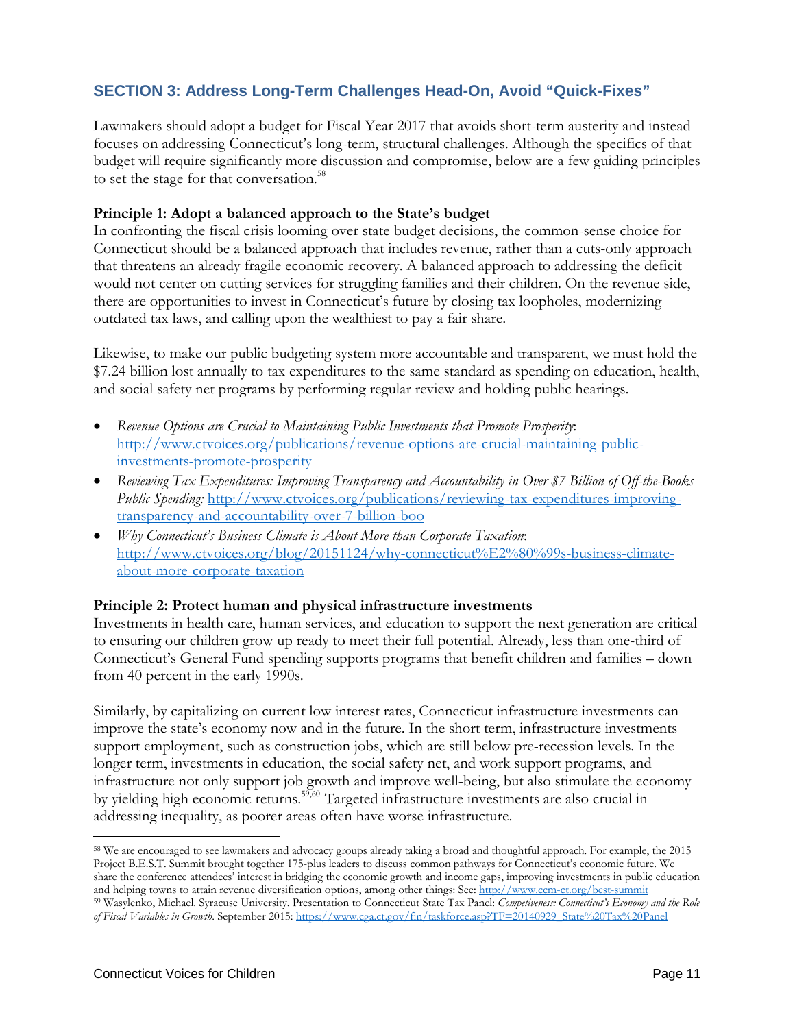## SECTION 3: Address Long-Term Challenges Head-On, Avoid "Quick-Fixes"

Lawmakers should adopt a budget for Fiscal Year 2017 that avoids short-term austerity and instead focuses on addressing Connecticut's long-term, structural challenges. Although the specifics of that budget will require significantly more discussion and compromise, below are a few guiding principles to set the stage for that conversation.[58]

**Principle 1: Adopt a balanced approach to the State's budget**

In confronting the fiscal crisis looming over state budget decisions, the common-sense choice for Connecticut should be a balanced approach that includes revenue, rather than a cuts-only approach that threatens an already fragile economic recovery. A balanced approach to addressing the deficit would not center on cutting services for struggling families and their children. On the revenue side, there are opportunities to invest in Connecticut's future by closing tax loopholes, modernizing outdated tax laws, and calling upon the wealthiest to pay a fair share.

Likewise, to make our public budgeting system more accountable and transparent, we must hold the $7.24 billion lost annually to tax expenditures to the same standard as spending on education, health, and social safety net programs by performing regular review and holding public hearings.

- *Revenue Options are Crucial to Maintaining Public Investments that Promote Prosperity*: http://www.ctvoices.org/publications/revenue-options-are-crucial-maintaining-public-investments-promote-prosperity
- *Reviewing Tax Expenditures: Improving Transparency and Accountability in Over $7 Billion of Off-the-Books Public Spending:* http://www.ctvoices.org/publications/reviewing-tax-expenditures-improving-transparency-and-accountability-over-7-billion-boo
- *Why Connecticut's Business Climate is About More than Corporate Taxation*: http://www.ctvoices.org/blog/20151124/why-connecticut%E2%80%99s-business-climate-about-more-corporate-taxation

**Principle 2: Protect human and physical infrastructure investments**

Investments in health care, human services, and education to support the next generation are critical to ensuring our children grow up ready to meet their full potential. Already, less than one-third of Connecticut's General Fund spending supports programs that benefit children and families – down from 40 percent in the early 1990s.

Similarly, by capitalizing on current low interest rates, Connecticut infrastructure investments can improve the state's economy now and in the future. In the short term, infrastructure investments support employment, such as construction jobs, which are still below pre-recession levels. In the longer term, investments in education, the social safety net, and work support programs, and infrastructure not only support job growth and improve well-being, but also stimulate the economy by yielding high economic returns.[59,60] Targeted infrastructure investments are also crucial in addressing inequality, as poorer areas often have worse infrastructure.

---

[58] We are encouraged to see lawmakers and advocacy groups already taking a broad and thoughtful approach. For example, the 2015 Project B.E.S.T. Summit brought together 175-plus leaders to discuss common pathways for Connecticut's economic future. We share the conference attendees' interest in bridging the economic growth and income gaps, improving investments in public education and helping towns to attain revenue diversification options, among other things: See: http://www.ccm-ct.org/best-summit

[59] Wasylenko, Michael. Syracuse University. Presentation to Connecticut State Tax Panel: ***Competiveness: Connecticut's Economy and the Role of Fiscal Variables in Growth***. September 2015: https://www.cga.ct.gov/fin/taskforce.asp?TF=20140929_State%20Tax%20Panel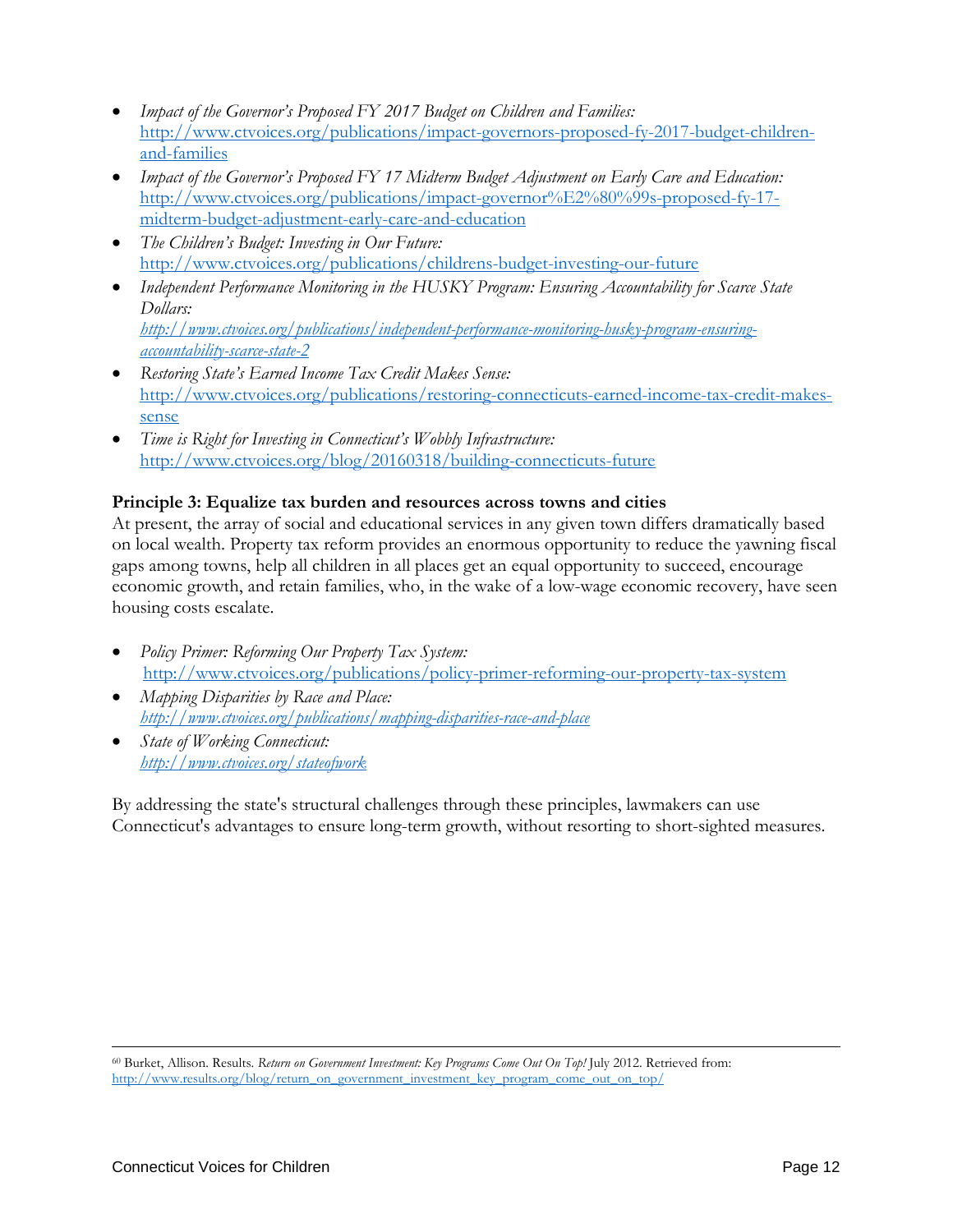- *Impact of the Governor's Proposed FY 2017 Budget on Children and Families:* http://www.ctvoices.org/publications/impact-governors-proposed-fy-2017-budget-children-and-families
- *Impact of the Governor's Proposed FY 17 Midterm Budget Adjustment on Early Care and Education:* http://www.ctvoices.org/publications/impact-governor%E2%80%99s-proposed-fy-17-midterm-budget-adjustment-early-care-and-education
- *The Children's Budget: Investing in Our Future:* http://www.ctvoices.org/publications/childrens-budget-investing-our-future
- *Independent Performance Monitoring in the HUSKY Program: Ensuring Accountability for Scarce State Dollars:* *http://www.ctvoices.org/publications/independent-performance-monitoring-husky-program-ensuring-accountability-scarce-state-2*
- *Restoring State's Earned Income Tax Credit Makes Sense:* http://www.ctvoices.org/publications/restoring-connecticuts-earned-income-tax-credit-makes-sense
- *Time is Right for Investing in Connecticut's Wobbly Infrastructure:* http://www.ctvoices.org/blog/20160318/building-connecticuts-future

**Principle 3: Equalize tax burden and resources across towns and cities**

At present, the array of social and educational services in any given town differs dramatically based on local wealth. Property tax reform provides an enormous opportunity to reduce the yawning fiscal gaps among towns, help all children in all places get an equal opportunity to succeed, encourage economic growth, and retain families, who, in the wake of a low-wage economic recovery, have seen housing costs escalate.

- *Policy Primer: Reforming Our Property Tax System:* http://www.ctvoices.org/publications/policy-primer-reforming-our-property-tax-system
- *Mapping Disparities by Race and Place:* *http://www.ctvoices.org/publications/mapping-disparities-race-and-place*
- *State of Working Connecticut:* *http://www.ctvoices.org/stateofwork*

By addressing the state's structural challenges through these principles, lawmakers can use Connecticut's advantages to ensure long-term growth, without resorting to short-sighted measures.

---

[60] Burket, Allison. Results. *Return on Government Investment: Key Programs Come Out On Top!* July 2012. Retrieved from: http://www.results.org/blog/return_on_government_investment_key_program_come_out_on_top/